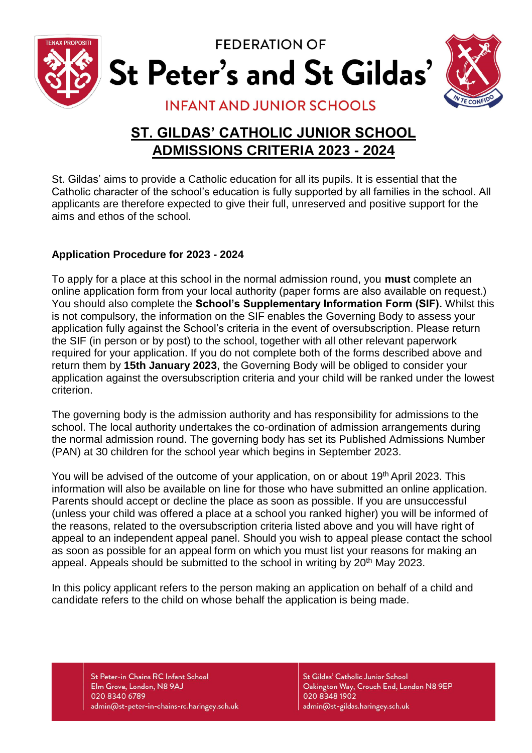FEDERATION OF

# St Peter's and St Gildas'

INFANT AND JUNIOR SCHOOLS

## ST. GILDAS' CATHOLIC JUNIOR SCHOOL ADMISSIONS CRITERIA 2023 - 2024

St. Gildas' aims to provide a Catholic education for all its pupils. It is essential that the Catholic character of the school's education is fully supported by all families in the school. All applicants are therefore expected to give their full, unreserved and positive support for the aims and ethos of the school.

**Application Procedure for 2023 - 2024**

To apply for a place at this school in the normal admission round, you **must** complete an online application form from your local authority (paper forms are also available on request.) You should also complete the **School's Supplementary Information Form (SIF).** Whilst this is not compulsory, the information on the SIF enables the Governing Body to assess your application fully against the School's criteria in the event of oversubscription. Please return the SIF (in person or by post) to the school, together with all other relevant paperwork required for your application. If you do not complete both of the forms described above and return them by **15th January 2023**, the Governing Body will be obliged to consider your application against the oversubscription criteria and your child will be ranked under the lowest criterion.

The governing body is the admission authority and has responsibility for admissions to the school. The local authority undertakes the co-ordination of admission arrangements during the normal admission round. The governing body has set its Published Admissions Number (PAN) at 30 children for the school year which begins in September 2023.

You will be advised of the outcome of your application, on or about 19th April 2023. This information will also be available on line for those who have submitted an online application. Parents should accept or decline the place as soon as possible. If you are unsuccessful (unless your child was offered a place at a school you ranked higher) you will be informed of the reasons, related to the oversubscription criteria listed above and you will have right of appeal to an independent appeal panel. Should you wish to appeal please contact the school as soon as possible for an appeal form on which you must list your reasons for making an appeal. Appeals should be submitted to the school in writing by 20th May 2023.

In this policy applicant refers to the person making an application on behalf of a child and candidate refers to the child on whose behalf the application is being made.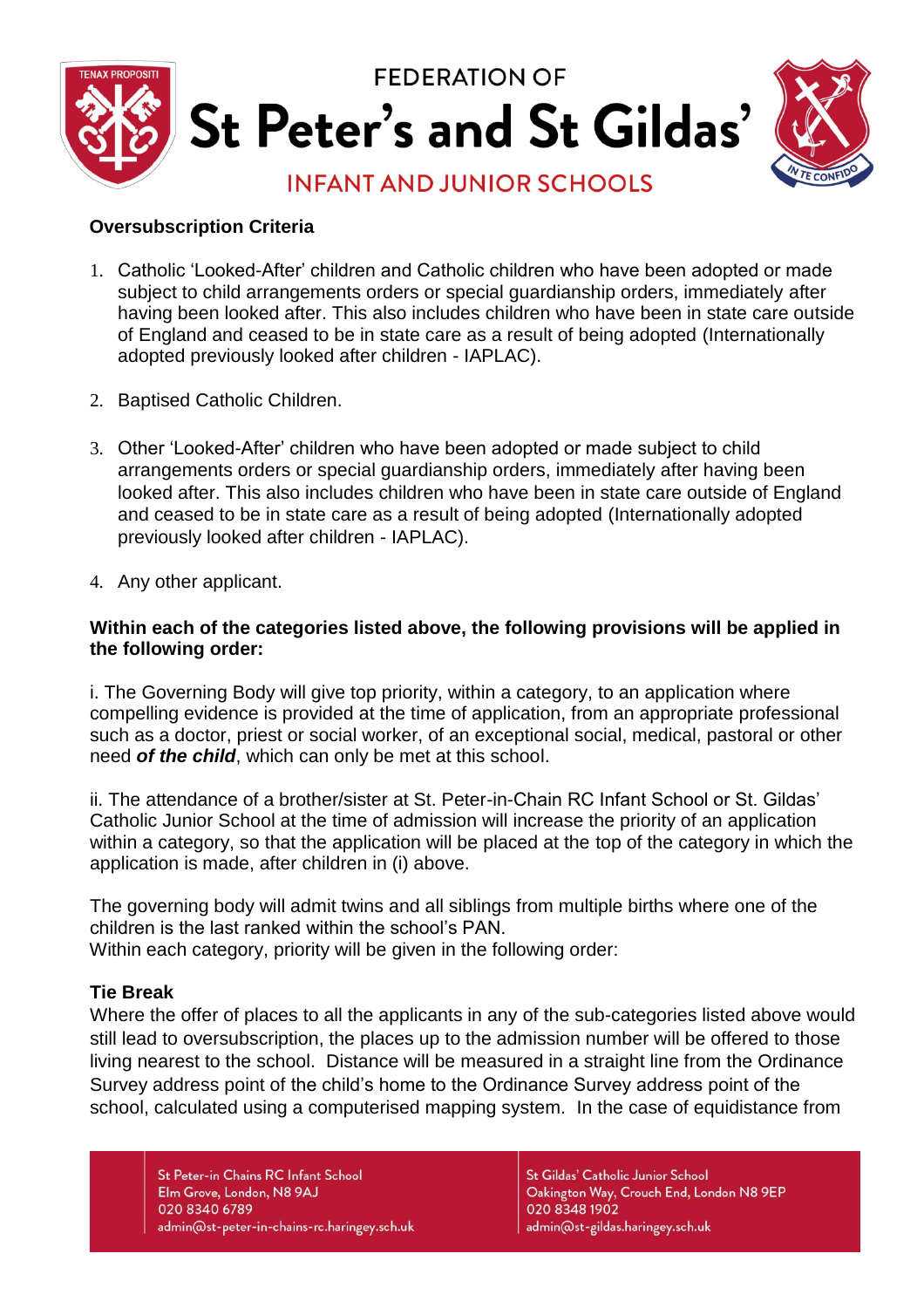**Oversubscription Criteria**

1. Catholic 'Looked-After' children and Catholic children who have been adopted or made subject to child arrangements orders or special guardianship orders, immediately after having been looked after. This also includes children who have been in state care outside of England and ceased to be in state care as a result of being adopted (Internationally adopted previously looked after children - IAPLAC).

2. Baptised Catholic Children.

3. Other 'Looked-After' children who have been adopted or made subject to child arrangements orders or special guardianship orders, immediately after having been looked after. This also includes children who have been in state care outside of England and ceased to be in state care as a result of being adopted (Internationally adopted previously looked after children - IAPLAC).

4. Any other applicant.

**Within each of the categories listed above, the following provisions will be applied in the following order:**

i. The Governing Body will give top priority, within a category, to an application where compelling evidence is provided at the time of application, from an appropriate professional such as a doctor, priest or social worker, of an exceptional social, medical, pastoral or other need ***of the child***, which can only be met at this school.

ii. The attendance of a brother/sister at St. Peter-in-Chain RC Infant School or St. Gildas' Catholic Junior School at the time of admission will increase the priority of an application within a category, so that the application will be placed at the top of the category in which the application is made, after children in (i) above.

The governing body will admit twins and all siblings from multiple births where one of the children is the last ranked within the school's PAN.
Within each category, priority will be given in the following order:

**Tie Break**
Where the offer of places to all the applicants in any of the sub-categories listed above would still lead to oversubscription, the places up to the admission number will be offered to those living nearest to the school. Distance will be measured in a straight line from the Ordinance Survey address point of the child's home to the Ordinance Survey address point of the school, calculated using a computerised mapping system. In the case of equidistance from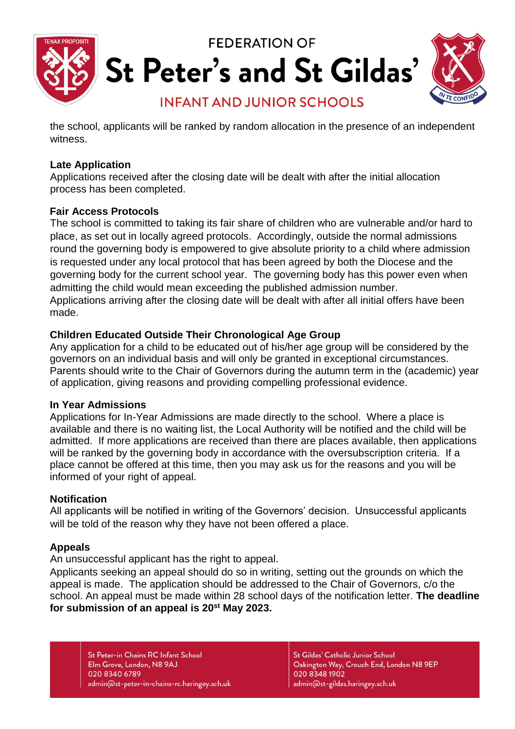the school, applicants will be ranked by random allocation in the presence of an independent witness.

**Late Application**

Applications received after the closing date will be dealt with after the initial allocation process has been completed.

**Fair Access Protocols**

The school is committed to taking its fair share of children who are vulnerable and/or hard to place, as set out in locally agreed protocols. Accordingly, outside the normal admissions round the governing body is empowered to give absolute priority to a child where admission is requested under any local protocol that has been agreed by both the Diocese and the governing body for the current school year. The governing body has this power even when admitting the child would mean exceeding the published admission number.
Applications arriving after the closing date will be dealt with after all initial offers have been made.

**Children Educated Outside Their Chronological Age Group**

Any application for a child to be educated out of his/her age group will be considered by the governors on an individual basis and will only be granted in exceptional circumstances. Parents should write to the Chair of Governors during the autumn term in the (academic) year of application, giving reasons and providing compelling professional evidence.

**In Year Admissions**

Applications for In-Year Admissions are made directly to the school. Where a place is available and there is no waiting list, the Local Authority will be notified and the child will be admitted. If more applications are received than there are places available, then applications will be ranked by the governing body in accordance with the oversubscription criteria. If a place cannot be offered at this time, then you may ask us for the reasons and you will be informed of your right of appeal.

**Notification**

All applicants will be notified in writing of the Governors' decision. Unsuccessful applicants will be told of the reason why they have not been offered a place.

**Appeals**

An unsuccessful applicant has the right to appeal.
Applicants seeking an appeal should do so in writing, setting out the grounds on which the appeal is made. The application should be addressed to the Chair of Governors, c/o the school. An appeal must be made within 28 school days of the notification letter. **The deadline for submission of an appeal is 20st May 2023.**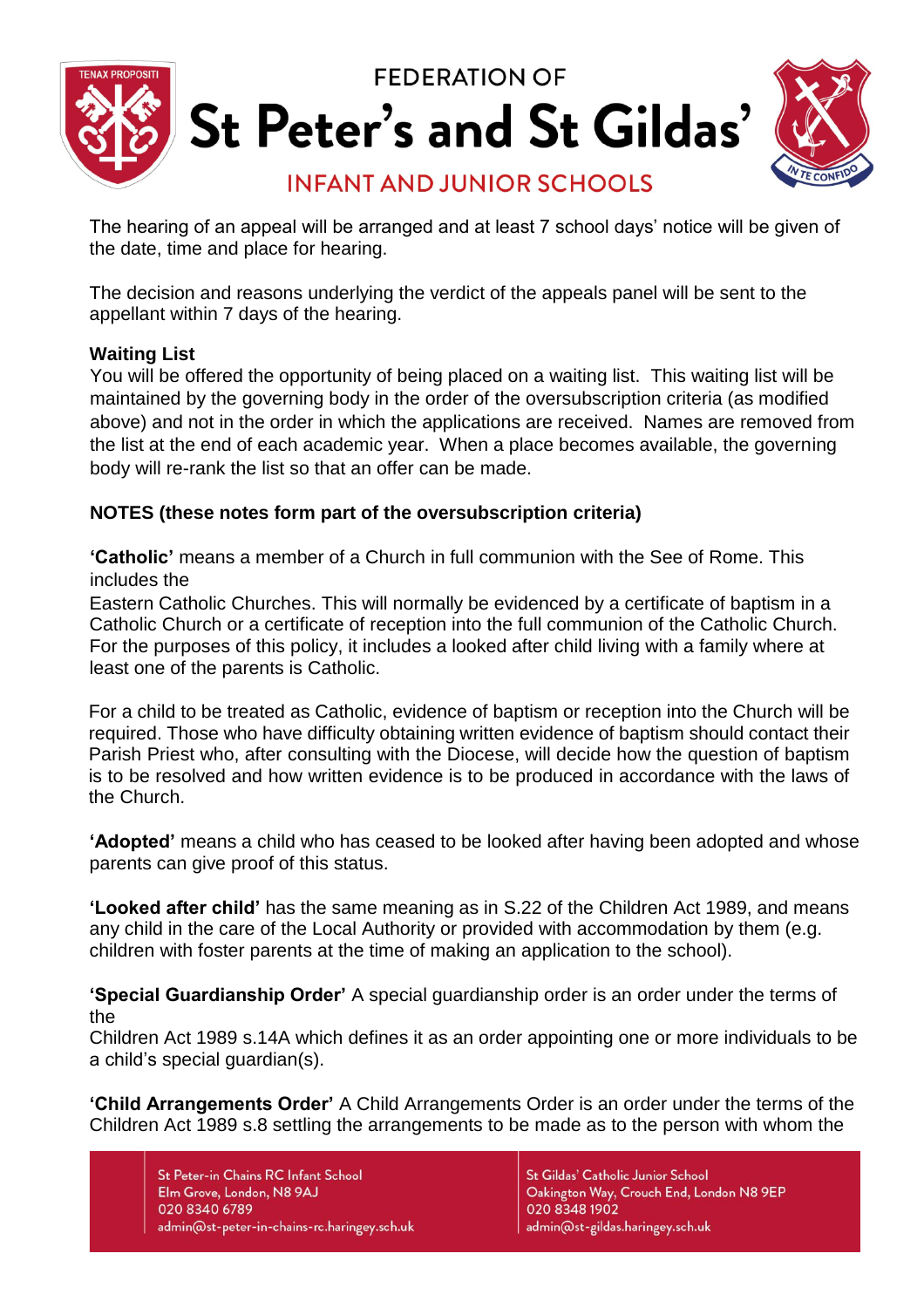The hearing of an appeal will be arranged and at least 7 school days' notice will be given of the date, time and place for hearing.

The decision and reasons underlying the verdict of the appeals panel will be sent to the appellant within 7 days of the hearing.

**Waiting List**

You will be offered the opportunity of being placed on a waiting list. This waiting list will be maintained by the governing body in the order of the oversubscription criteria (as modified above) and not in the order in which the applications are received. Names are removed from the list at the end of each academic year. When a place becomes available, the governing body will re-rank the list so that an offer can be made.

**NOTES (these notes form part of the oversubscription criteria)**

**'Catholic'** means a member of a Church in full communion with the See of Rome. This includes the Eastern Catholic Churches. This will normally be evidenced by a certificate of baptism in a Catholic Church or a certificate of reception into the full communion of the Catholic Church. For the purposes of this policy, it includes a looked after child living with a family where at least one of the parents is Catholic.

For a child to be treated as Catholic, evidence of baptism or reception into the Church will be required. Those who have difficulty obtaining written evidence of baptism should contact their Parish Priest who, after consulting with the Diocese, will decide how the question of baptism is to be resolved and how written evidence is to be produced in accordance with the laws of the Church.

**'Adopted'** means a child who has ceased to be looked after having been adopted and whose parents can give proof of this status.

**'Looked after child'** has the same meaning as in S.22 of the Children Act 1989, and means any child in the care of the Local Authority or provided with accommodation by them (e.g. children with foster parents at the time of making an application to the school).

**'Special Guardianship Order'** A special guardianship order is an order under the terms of the Children Act 1989 s.14A which defines it as an order appointing one or more individuals to be a child's special guardian(s).

**'Child Arrangements Order'** A Child Arrangements Order is an order under the terms of the Children Act 1989 s.8 settling the arrangements to be made as to the person with whom the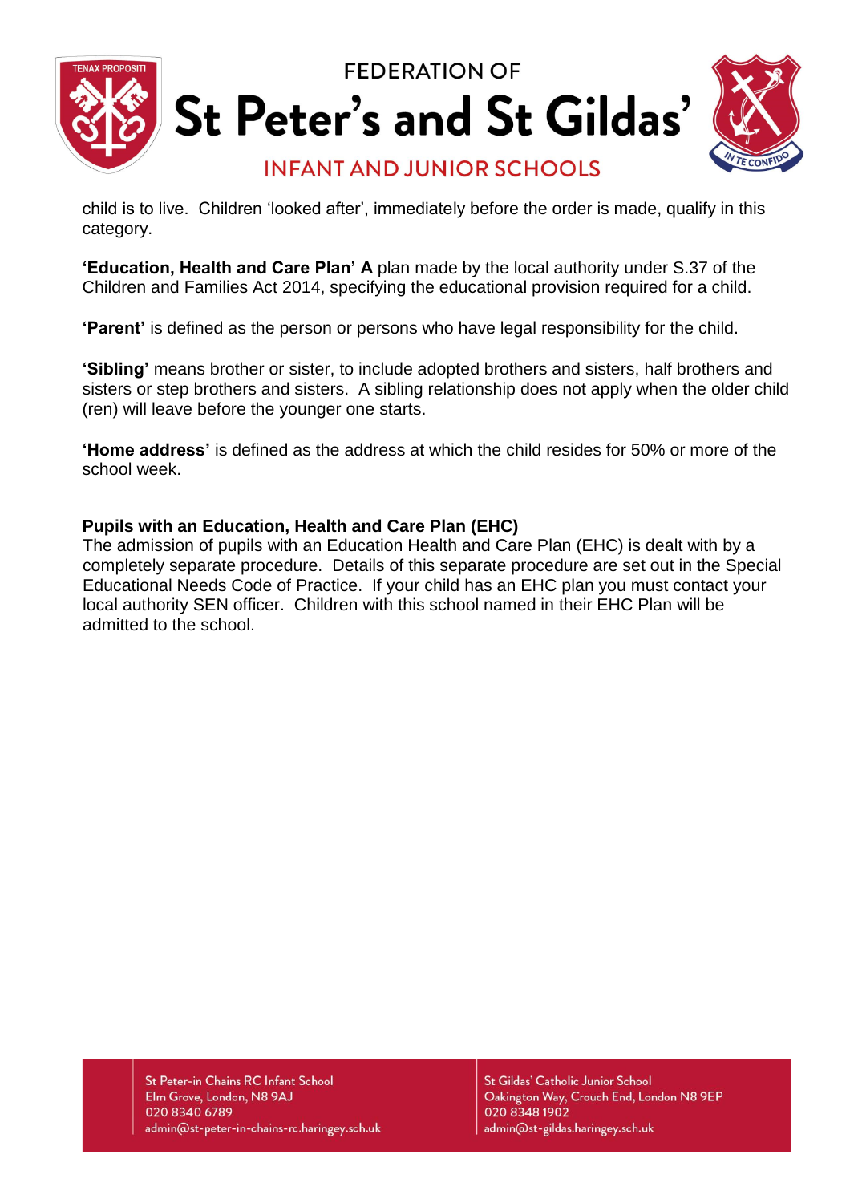child is to live. Children 'looked after', immediately before the order is made, qualify in this category.

**'Education, Health and Care Plan' A** plan made by the local authority under S.37 of the Children and Families Act 2014, specifying the educational provision required for a child.

**'Parent'** is defined as the person or persons who have legal responsibility for the child.

**'Sibling'** means brother or sister, to include adopted brothers and sisters, half brothers and sisters or step brothers and sisters. A sibling relationship does not apply when the older child (ren) will leave before the younger one starts.

**'Home address'** is defined as the address at which the child resides for 50% or more of the school week.

**Pupils with an Education, Health and Care Plan (EHC)**

The admission of pupils with an Education Health and Care Plan (EHC) is dealt with by a completely separate procedure. Details of this separate procedure are set out in the Special Educational Needs Code of Practice. If your child has an EHC plan you must contact your local authority SEN officer. Children with this school named in their EHC Plan will be admitted to the school.